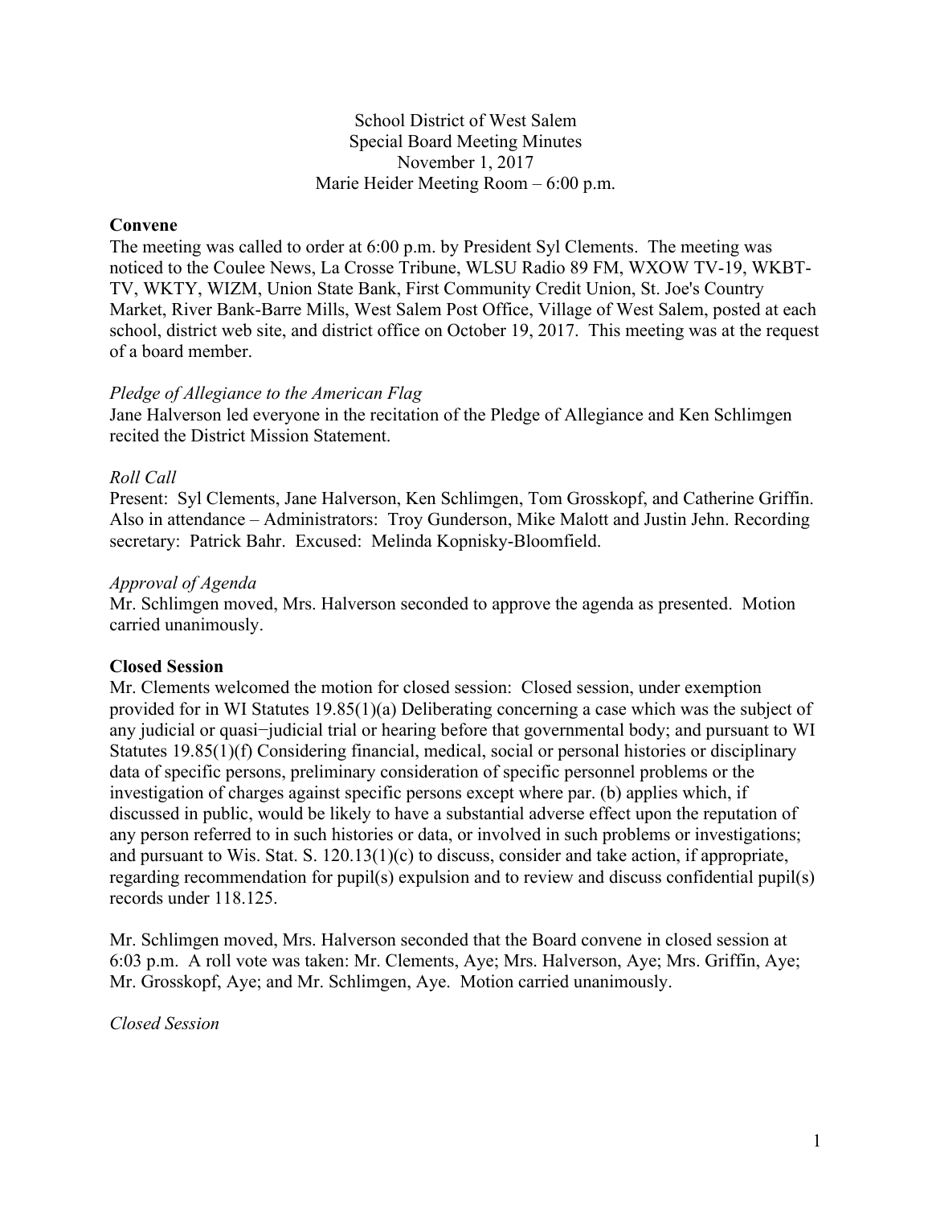School District of West Salem
Special Board Meeting Minutes
November 1, 2017
Marie Heider Meeting Room – 6:00 p.m.

**Convene**

The meeting was called to order at 6:00 p.m. by President Syl Clements. The meeting was noticed to the Coulee News, La Crosse Tribune, WLSU Radio 89 FM, WXOW TV-19, WKBT-TV, WKTY, WIZM, Union State Bank, First Community Credit Union, St. Joe's Country Market, River Bank-Barre Mills, West Salem Post Office, Village of West Salem, posted at each school, district web site, and district office on October 19, 2017. This meeting was at the request of a board member.

*Pledge of Allegiance to the American Flag*

Jane Halverson led everyone in the recitation of the Pledge of Allegiance and Ken Schlimgen recited the District Mission Statement.

*Roll Call*

Present: Syl Clements, Jane Halverson, Ken Schlimgen, Tom Grosskopf, and Catherine Griffin. Also in attendance – Administrators: Troy Gunderson, Mike Malott and Justin Jehn. Recording secretary: Patrick Bahr. Excused: Melinda Kopnisky-Bloomfield.

*Approval of Agenda*

Mr. Schlimgen moved, Mrs. Halverson seconded to approve the agenda as presented. Motion carried unanimously.

**Closed Session**

Mr. Clements welcomed the motion for closed session: Closed session, under exemption provided for in WI Statutes 19.85(1)(a) Deliberating concerning a case which was the subject of any judicial or quasi−judicial trial or hearing before that governmental body; and pursuant to WI Statutes 19.85(1)(f) Considering financial, medical, social or personal histories or disciplinary data of specific persons, preliminary consideration of specific personnel problems or the investigation of charges against specific persons except where par. (b) applies which, if discussed in public, would be likely to have a substantial adverse effect upon the reputation of any person referred to in such histories or data, or involved in such problems or investigations; and pursuant to Wis. Stat. S. 120.13(1)(c) to discuss, consider and take action, if appropriate, regarding recommendation for pupil(s) expulsion and to review and discuss confidential pupil(s) records under 118.125.

Mr. Schlimgen moved, Mrs. Halverson seconded that the Board convene in closed session at 6:03 p.m. A roll vote was taken: Mr. Clements, Aye; Mrs. Halverson, Aye; Mrs. Griffin, Aye; Mr. Grosskopf, Aye; and Mr. Schlimgen, Aye. Motion carried unanimously.

*Closed Session*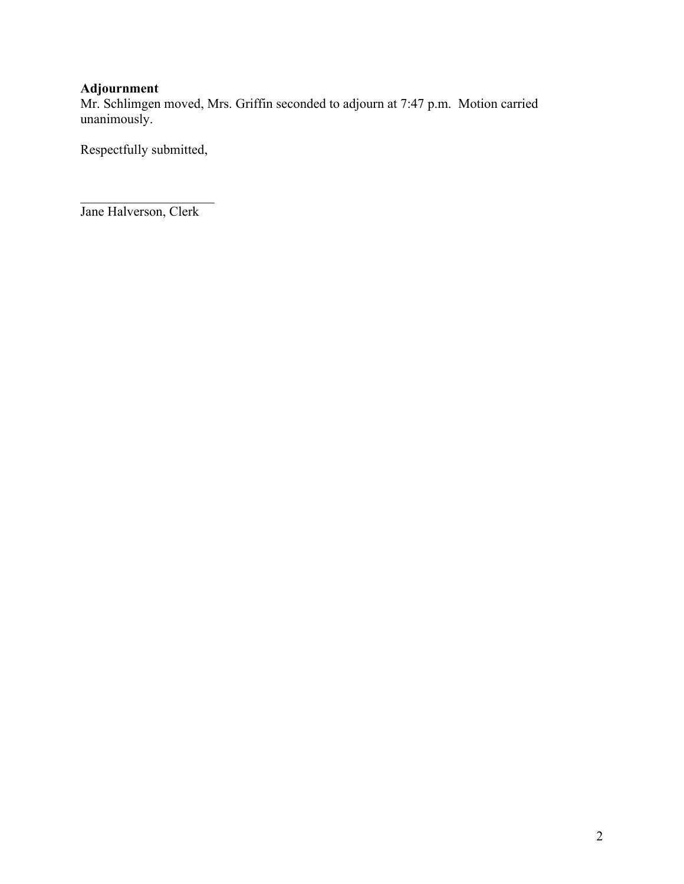**Adjournment**
Mr. Schlimgen moved, Mrs. Griffin seconded to adjourn at 7:47 p.m. Motion carried unanimously.

Respectfully submitted,

\_\_\_\_\_\_\_\_\_\_\_\_\_\_\_\_\_\_\_\_\_\_
Jane Halverson, Clerk